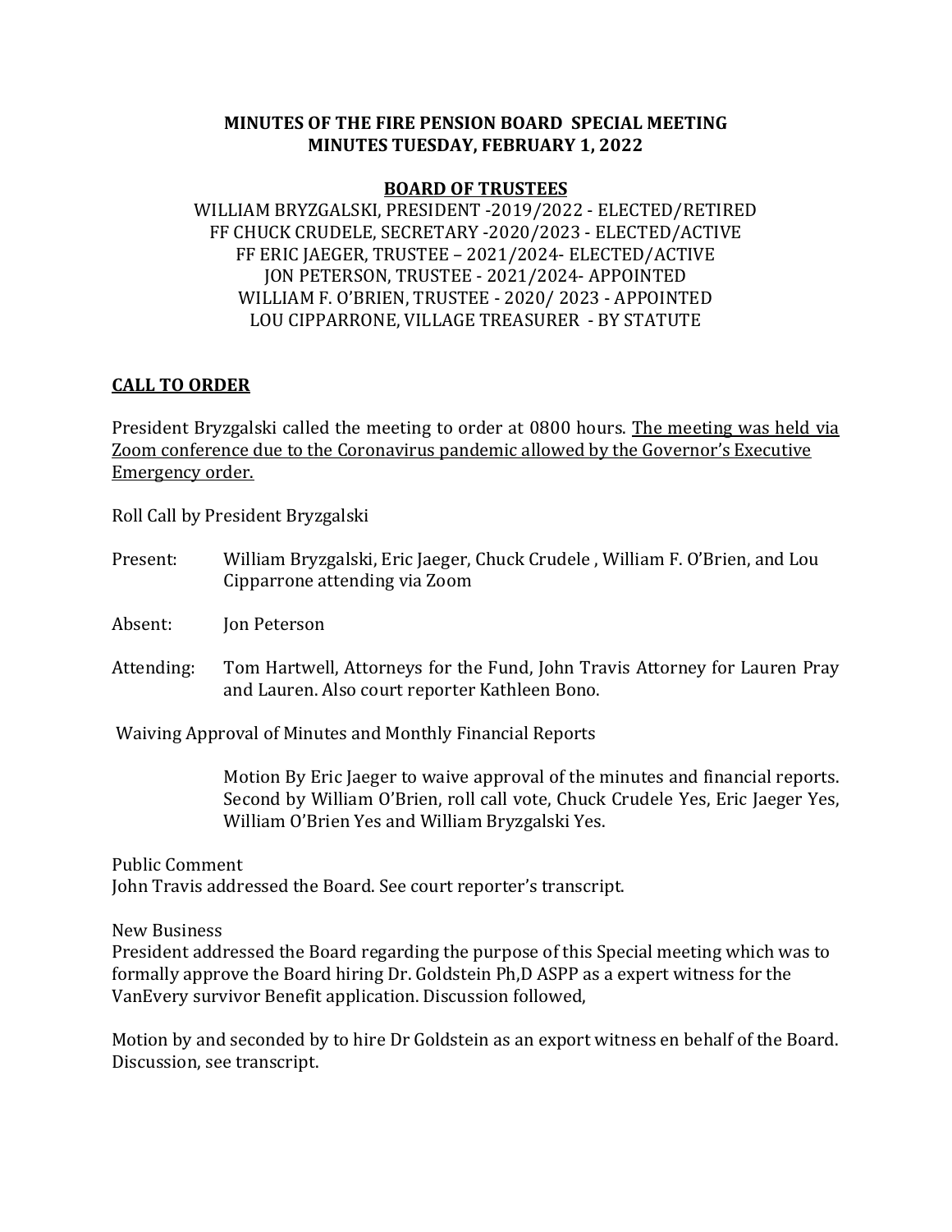# MINUTES OF THE FIRE PENSION BOARD SPECIAL MEETING
# MINUTES TUESDAY, FEBRUARY 1, 2022

## BOARD OF TRUSTEES

WILLIAM BRYZGALSKI, PRESIDENT -2019/2022 - ELECTED/RETIRED
FF CHUCK CRUDELE, SECRETARY -2020/2023 - ELECTED/ACTIVE
FF ERIC JAEGER, TRUSTEE – 2021/2024- ELECTED/ACTIVE
JON PETERSON, TRUSTEE - 2021/2024- APPOINTED
WILLIAM F. O'BRIEN, TRUSTEE - 2020/ 2023 - APPOINTED
LOU CIPPARRONE, VILLAGE TREASURER - BY STATUTE

## CALL TO ORDER

President Bryzgalski called the meeting to order at 0800 hours. The meeting was held via Zoom conference due to the Coronavirus pandemic allowed by the Governor's Executive Emergency order.

Roll Call by President Bryzgalski

Present: William Bryzgalski, Eric Jaeger, Chuck Crudele , William F. O'Brien, and Lou Cipparrone attending via Zoom

Absent: Jon Peterson

Attending: Tom Hartwell, Attorneys for the Fund, John Travis Attorney for Lauren Pray and Lauren. Also court reporter Kathleen Bono.

Waiving Approval of Minutes and Monthly Financial Reports

Motion By Eric Jaeger to waive approval of the minutes and financial reports. Second by William O'Brien, roll call vote, Chuck Crudele Yes, Eric Jaeger Yes, William O'Brien Yes and William Bryzgalski Yes.

Public Comment
John Travis addressed the Board. See court reporter's transcript.

New Business
President addressed the Board regarding the purpose of this Special meeting which was to formally approve the Board hiring Dr. Goldstein Ph,D ASPP as a expert witness for the VanEvery survivor Benefit application. Discussion followed,

Motion by and seconded by to hire Dr Goldstein as an export witness en behalf of the Board. Discussion, see transcript.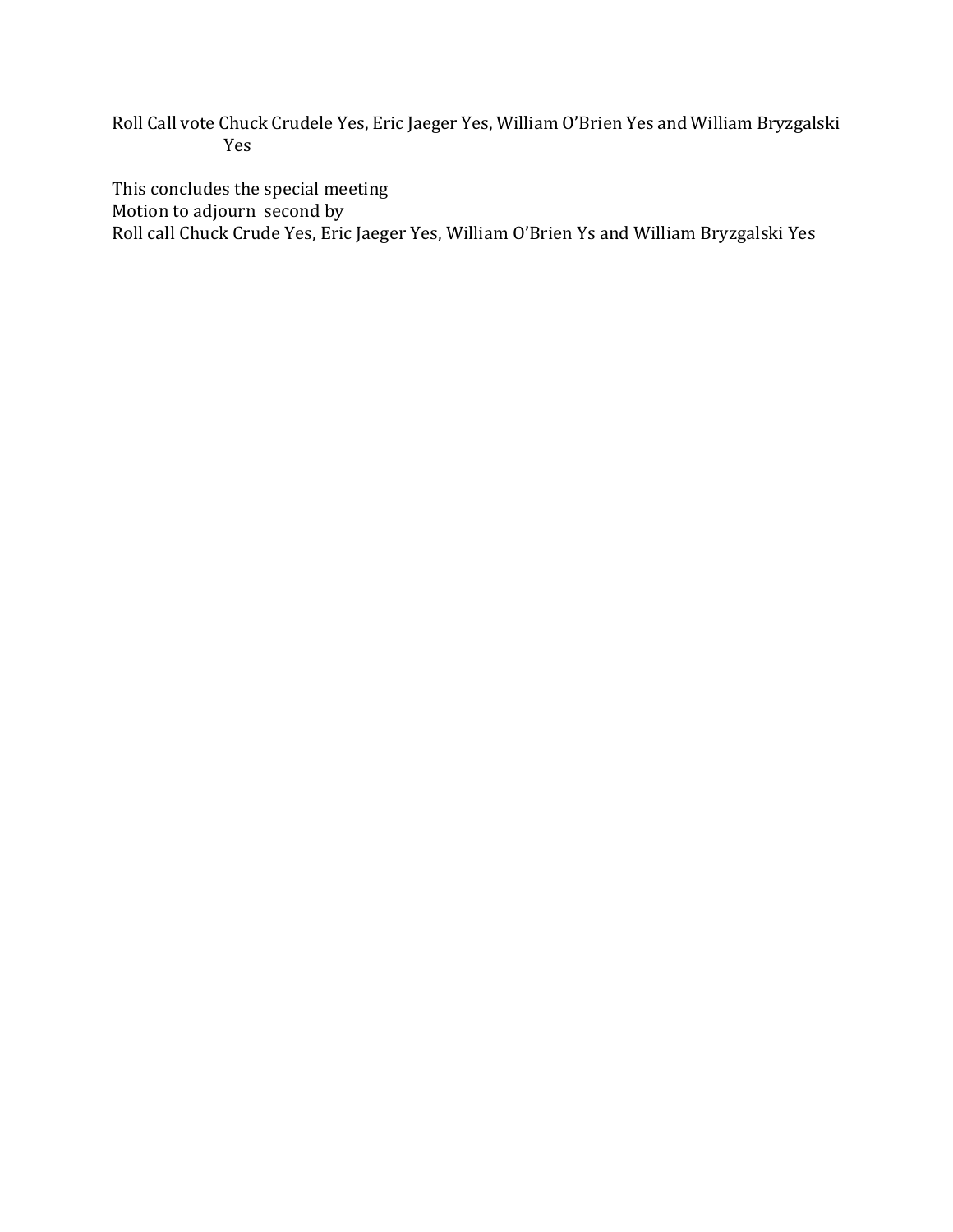Roll Call vote Chuck Crudele Yes, Eric Jaeger Yes, William O'Brien Yes and William Bryzgalski Yes

This concludes the special meeting
Motion to adjourn second by
Roll call Chuck Crude Yes, Eric Jaeger Yes, William O'Brien Ys and William Bryzgalski Yes